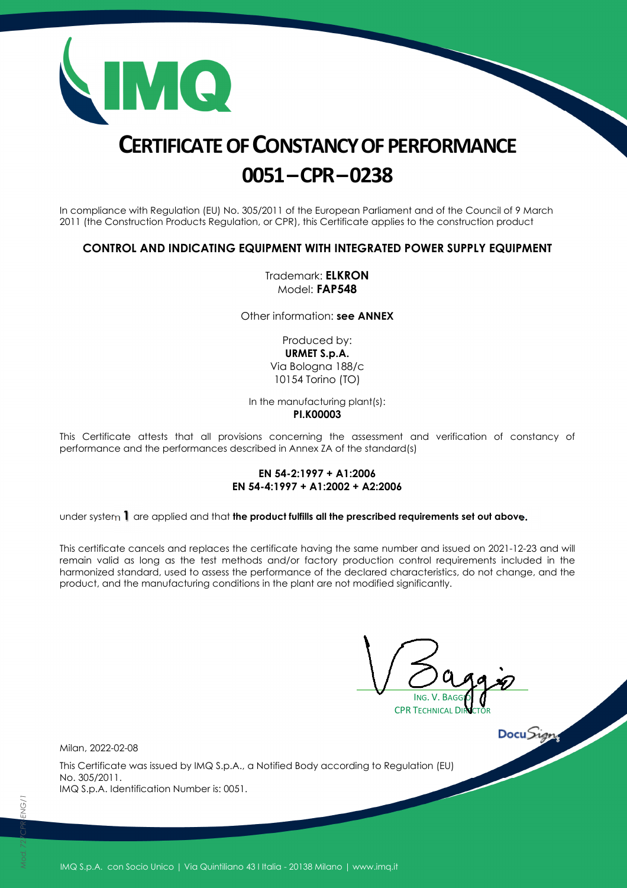# CERTIFICATE OF CONSTANCY OF PERFORMANCE
# 0051 – CPR – 0238

In compliance with Regulation (EU) No. 305/2011 of the European Parliament and of the Council of 9 March 2011 (the Construction Products Regulation, or CPR), this Certificate applies to the construction product

**CONTROL AND INDICATING EQUIPMENT WITH INTEGRATED POWER SUPPLY EQUIPMENT**

Trademark: **ELKRON**
Model: **FAP548**

Other information: **see ANNEX**

Produced by:
**URMET S.p.A.**
Via Bologna 188/c
10154 Torino (TO)

In the manufacturing plant(s):
**PI.K00003**

This Certificate attests that all provisions concerning the assessment and verification of constancy of performance and the performances described in Annex ZA of the standard(s)

**EN 54-2:1997 + A1:2006**
**EN 54-4:1997 + A1:2002 + A2:2006**

under system **1** are applied and that **the product fulfills all the prescribed requirements set out above.**

This certificate cancels and replaces the certificate having the same number and issued on 2021-12-23 and will remain valid as long as the test methods and/or factory production control requirements included in the harmonized standard, used to assess the performance of the declared characteristics, do not change, and the product, and the manufacturing conditions in the plant are not modified significantly.

ING. V. BAGGIO
CPR TECHNICAL DIRECTOR

Milan, 2022-02-08

This Certificate was issued by IMQ S.p.A., a Notified Body according to Regulation (EU) No. 305/2011.
IMQ S.p.A. Identification Number is: 0051.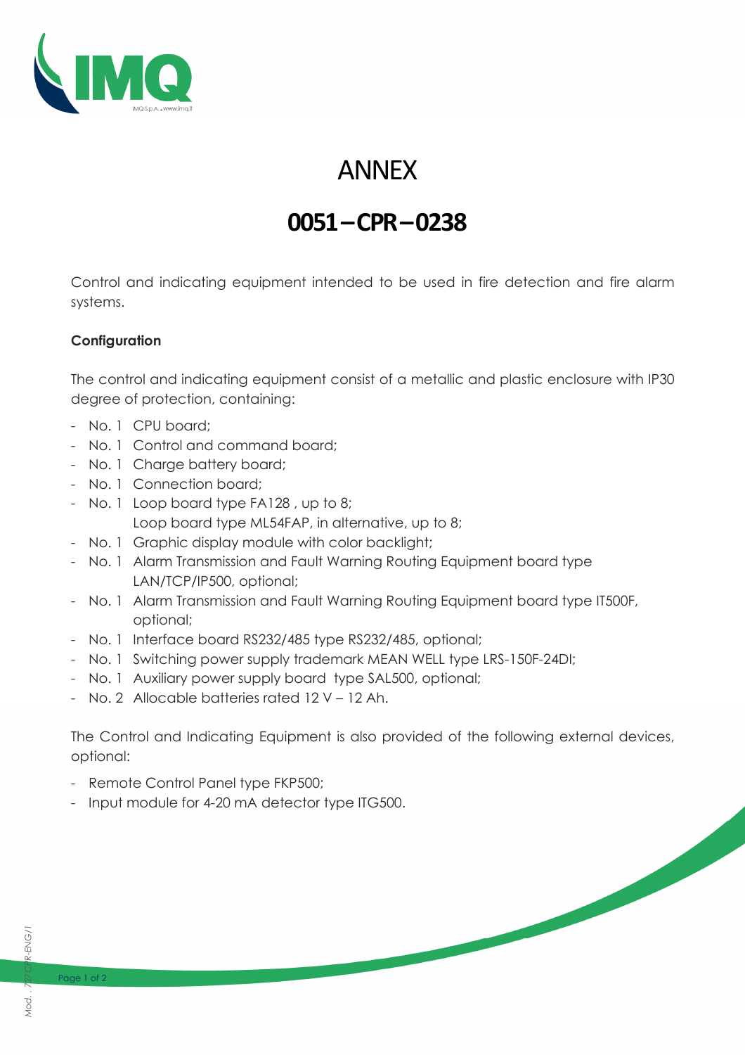# ANNEX

## 0051 – CPR – 0238

Control and indicating equipment intended to be used in fire detection and fire alarm systems.

**Configuration**

The control and indicating equipment consist of a metallic and plastic enclosure with IP30 degree of protection, containing:

- No. 1 CPU board;
- No. 1 Control and command board;
- No. 1 Charge battery board;
- No. 1 Connection board;
- No. 1 Loop board type FA128 , up to 8;
  Loop board type ML54FAP, in alternative, up to 8;
- No. 1 Graphic display module with color backlight;
- No. 1 Alarm Transmission and Fault Warning Routing Equipment board type LAN/TCP/IP500, optional;
- No. 1 Alarm Transmission and Fault Warning Routing Equipment board type IT500F, optional;
- No. 1 Interface board RS232/485 type RS232/485, optional;
- No. 1 Switching power supply trademark MEAN WELL type LRS-150F-24DI;
- No. 1 Auxiliary power supply board type SAL500, optional;
- No. 2 Allocable batteries rated 12 V – 12 Ah.

The Control and Indicating Equipment is also provided of the following external devices, optional:

- Remote Control Panel type FKP500;
- Input module for 4-20 mA detector type ITG500.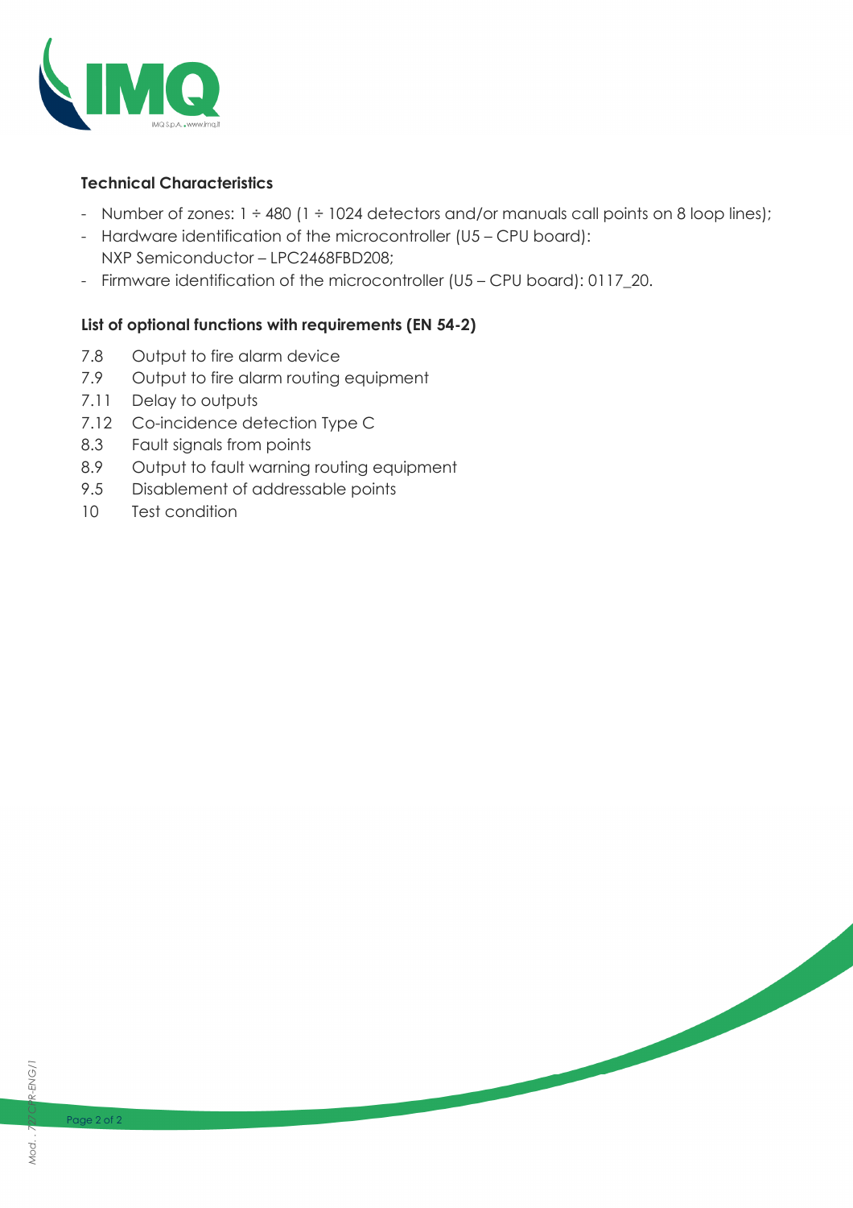### Technical Characteristics

- Number of zones: 1 ÷ 480 (1 ÷ 1024 detectors and/or manuals call points on 8 loop lines);
- Hardware identification of the microcontroller (U5 – CPU board): NXP Semiconductor – LPC2468FBD208;
- Firmware identification of the microcontroller (U5 – CPU board): 0117_20.

### List of optional functions with requirements (EN 54-2)

- 7.8 Output to fire alarm device
- 7.9 Output to fire alarm routing equipment
- 7.11 Delay to outputs
- 7.12 Co-incidence detection Type C
- 8.3 Fault signals from points
- 8.9 Output to fault warning routing equipment
- 9.5 Disablement of addressable points
- 10 Test condition